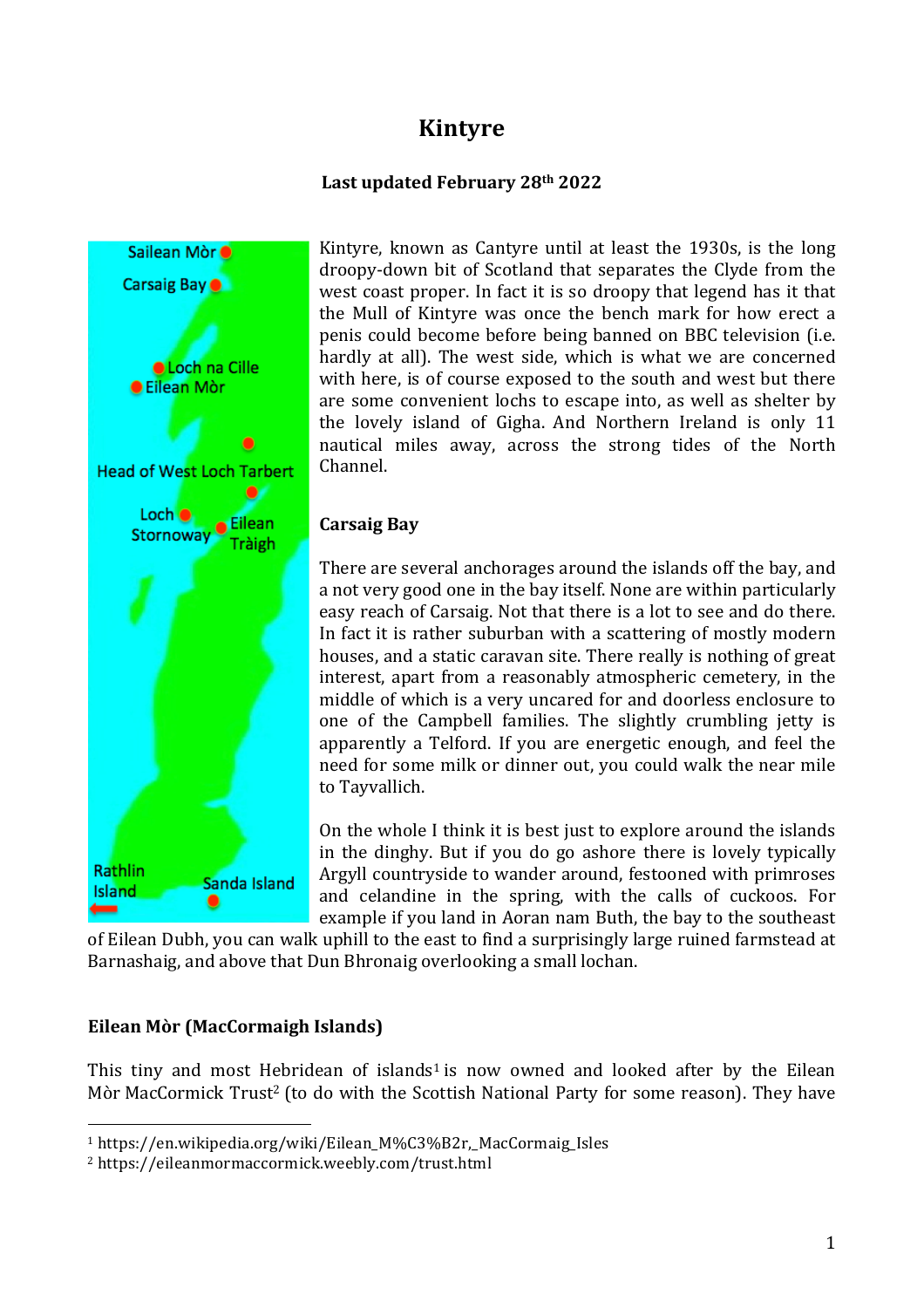# Kintyre

**Last updated February 28th 2022**

Sailean Mòr
Carsaig Bay
Loch na Cille
Eilean Mòr
Head of West Loch Tarbert
Loch Stornoway
Eilean Tràigh
Rathlin Island
Sanda Island

Kintyre, known as Cantyre until at least the 1930s, is the long droopy-down bit of Scotland that separates the Clyde from the west coast proper. In fact it is so droopy that legend has it that the Mull of Kintyre was once the bench mark for how erect a penis could become before being banned on BBC television (i.e. hardly at all). The west side, which is what we are concerned with here, is of course exposed to the south and west but there are some convenient lochs to escape into, as well as shelter by the lovely island of Gigha. And Northern Ireland is only 11 nautical miles away, across the strong tides of the North Channel.

## Carsaig Bay

There are several anchorages around the islands off the bay, and a not very good one in the bay itself. None are within particularly easy reach of Carsaig. Not that there is a lot to see and do there. In fact it is rather suburban with a scattering of mostly modern houses, and a static caravan site. There really is nothing of great interest, apart from a reasonably atmospheric cemetery, in the middle of which is a very uncared for and doorless enclosure to one of the Campbell families. The slightly crumbling jetty is apparently a Telford. If you are energetic enough, and feel the need for some milk or dinner out, you could walk the near mile to Tayvallich.

On the whole I think it is best just to explore around the islands in the dinghy. But if you do go ashore there is lovely typically Argyll countryside to wander around, festooned with primroses and celandine in the spring, with the calls of cuckoos. For example if you land in Aoran nam Buth, the bay to the southeast of Eilean Dubh, you can walk uphill to the east to find a surprisingly large ruined farmstead at Barnashaig, and above that Dun Bhronaig overlooking a small lochan.

## Eilean Mòr (MacCormaigh Islands)

This tiny and most Hebridean of islands[1] is now owned and looked after by the Eilean Mòr MacCormick Trust[2] (to do with the Scottish National Party for some reason). They have

[1] https://en.wikipedia.org/wiki/Eilean_M%C3%B2r,_MacCormaig_Isles

[2] https://eileanmormaccormick.weebly.com/trust.html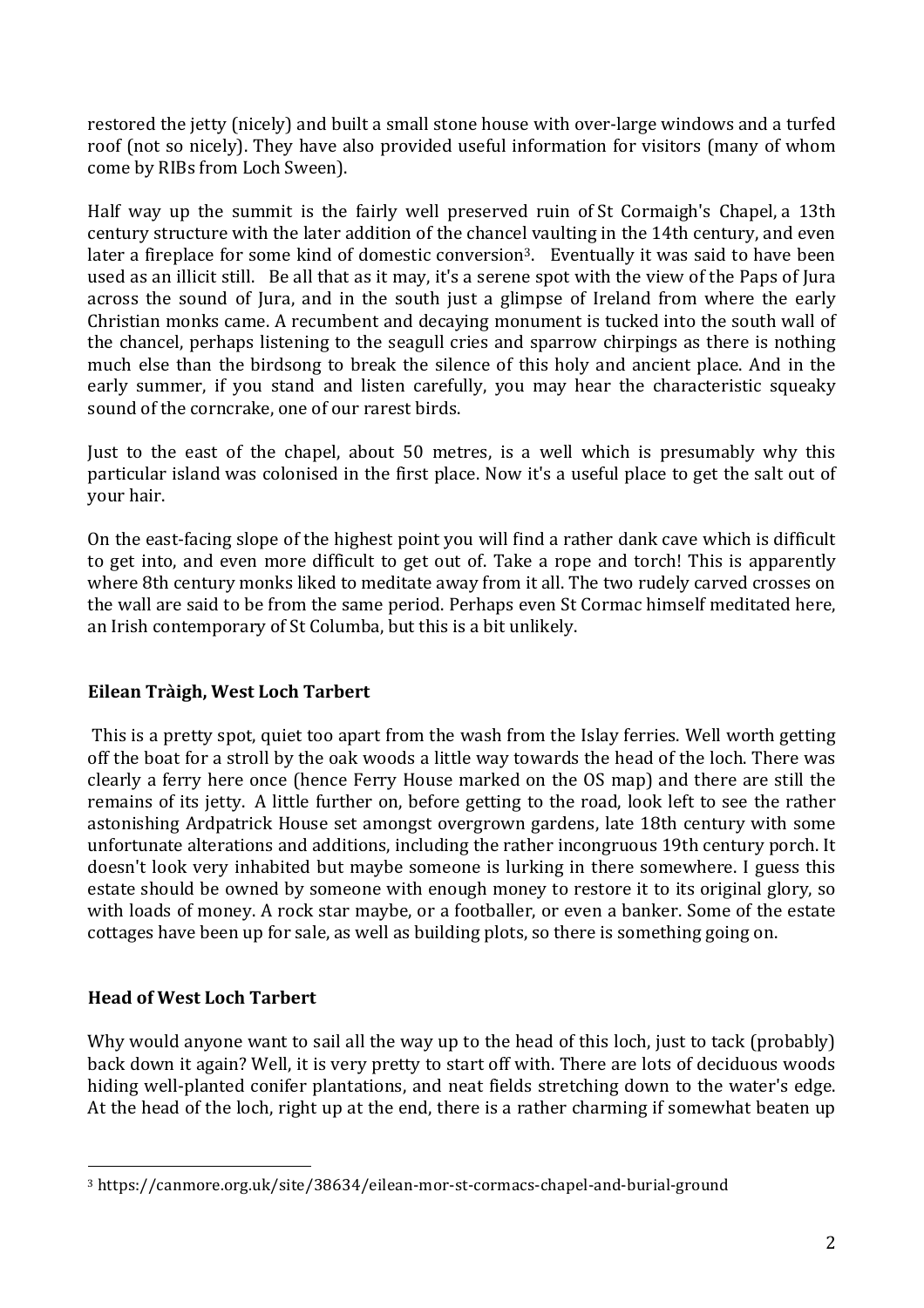restored the jetty (nicely) and built a small stone house with over-large windows and a turfed roof (not so nicely). They have also provided useful information for visitors (many of whom come by RIBs from Loch Sween).

Half way up the summit is the fairly well preserved ruin of St Cormaigh's Chapel, a 13th century structure with the later addition of the chancel vaulting in the 14th century, and even later a fireplace for some kind of domestic conversion[3]. Eventually it was said to have been used as an illicit still. Be all that as it may, it's a serene spot with the view of the Paps of Jura across the sound of Jura, and in the south just a glimpse of Ireland from where the early Christian monks came. A recumbent and decaying monument is tucked into the south wall of the chancel, perhaps listening to the seagull cries and sparrow chirpings as there is nothing much else than the birdsong to break the silence of this holy and ancient place. And in the early summer, if you stand and listen carefully, you may hear the characteristic squeaky sound of the corncrake, one of our rarest birds.

Just to the east of the chapel, about 50 metres, is a well which is presumably why this particular island was colonised in the first place. Now it's a useful place to get the salt out of your hair.

On the east-facing slope of the highest point you will find a rather dank cave which is difficult to get into, and even more difficult to get out of. Take a rope and torch! This is apparently where 8th century monks liked to meditate away from it all. The two rudely carved crosses on the wall are said to be from the same period. Perhaps even St Cormac himself meditated here, an Irish contemporary of St Columba, but this is a bit unlikely.

### Eilean Tràigh, West Loch Tarbert

This is a pretty spot, quiet too apart from the wash from the Islay ferries. Well worth getting off the boat for a stroll by the oak woods a little way towards the head of the loch. There was clearly a ferry here once (hence Ferry House marked on the OS map) and there are still the remains of its jetty. A little further on, before getting to the road, look left to see the rather astonishing Ardpatrick House set amongst overgrown gardens, late 18th century with some unfortunate alterations and additions, including the rather incongruous 19th century porch. It doesn't look very inhabited but maybe someone is lurking in there somewhere. I guess this estate should be owned by someone with enough money to restore it to its original glory, so with loads of money. A rock star maybe, or a footballer, or even a banker. Some of the estate cottages have been up for sale, as well as building plots, so there is something going on.

### Head of West Loch Tarbert

Why would anyone want to sail all the way up to the head of this loch, just to tack (probably) back down it again? Well, it is very pretty to start off with. There are lots of deciduous woods hiding well-planted conifer plantations, and neat fields stretching down to the water's edge. At the head of the loch, right up at the end, there is a rather charming if somewhat beaten up

---

[3] https://canmore.org.uk/site/38634/eilean-mor-st-cormacs-chapel-and-burial-ground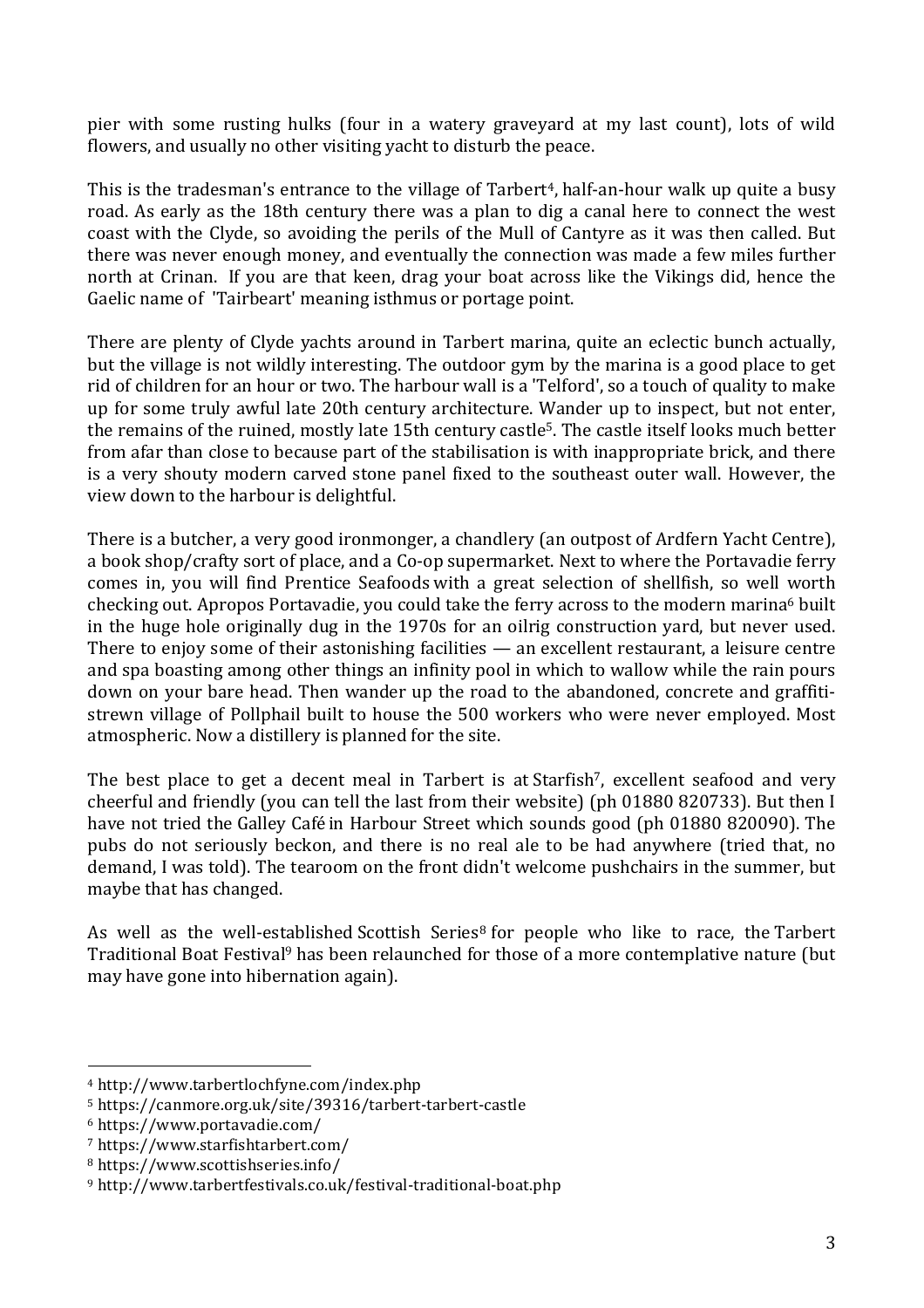pier with some rusting hulks (four in a watery graveyard at my last count), lots of wild flowers, and usually no other visiting yacht to disturb the peace.

This is the tradesman's entrance to the village of Tarbert[4], half-an-hour walk up quite a busy road. As early as the 18th century there was a plan to dig a canal here to connect the west coast with the Clyde, so avoiding the perils of the Mull of Cantyre as it was then called. But there was never enough money, and eventually the connection was made a few miles further north at Crinan. If you are that keen, drag your boat across like the Vikings did, hence the Gaelic name of 'Tairbeart' meaning isthmus or portage point.

There are plenty of Clyde yachts around in Tarbert marina, quite an eclectic bunch actually, but the village is not wildly interesting. The outdoor gym by the marina is a good place to get rid of children for an hour or two. The harbour wall is a 'Telford', so a touch of quality to make up for some truly awful late 20th century architecture. Wander up to inspect, but not enter, the remains of the ruined, mostly late 15th century castle[5]. The castle itself looks much better from afar than close to because part of the stabilisation is with inappropriate brick, and there is a very shouty modern carved stone panel fixed to the southeast outer wall. However, the view down to the harbour is delightful.

There is a butcher, a very good ironmonger, a chandlery (an outpost of Ardfern Yacht Centre), a book shop/crafty sort of place, and a Co-op supermarket. Next to where the Portavadie ferry comes in, you will find Prentice Seafoods with a great selection of shellfish, so well worth checking out. Apropos Portavadie, you could take the ferry across to the modern marina[6] built in the huge hole originally dug in the 1970s for an oilrig construction yard, but never used. There to enjoy some of their astonishing facilities — an excellent restaurant, a leisure centre and spa boasting among other things an infinity pool in which to wallow while the rain pours down on your bare head. Then wander up the road to the abandoned, concrete and graffiti-strewn village of Pollphail built to house the 500 workers who were never employed. Most atmospheric. Now a distillery is planned for the site.

The best place to get a decent meal in Tarbert is at Starfish[7], excellent seafood and very cheerful and friendly (you can tell the last from their website) (ph 01880 820733). But then I have not tried the Galley Café in Harbour Street which sounds good (ph 01880 820090). The pubs do not seriously beckon, and there is no real ale to be had anywhere (tried that, no demand, I was told). The tearoom on the front didn't welcome pushchairs in the summer, but maybe that has changed.

As well as the well-established Scottish Series[8] for people who like to race, the Tarbert Traditional Boat Festival[9] has been relaunched for those of a more contemplative nature (but may have gone into hibernation again).

---

[4] http://www.tarbertlochfyne.com/index.php

[5] https://canmore.org.uk/site/39316/tarbert-tarbert-castle

[6] https://www.portavadie.com/

[7] https://www.starfishtarbert.com/

[8] https://www.scottishseries.info/

[9] http://www.tarbertfestivals.co.uk/festival-traditional-boat.php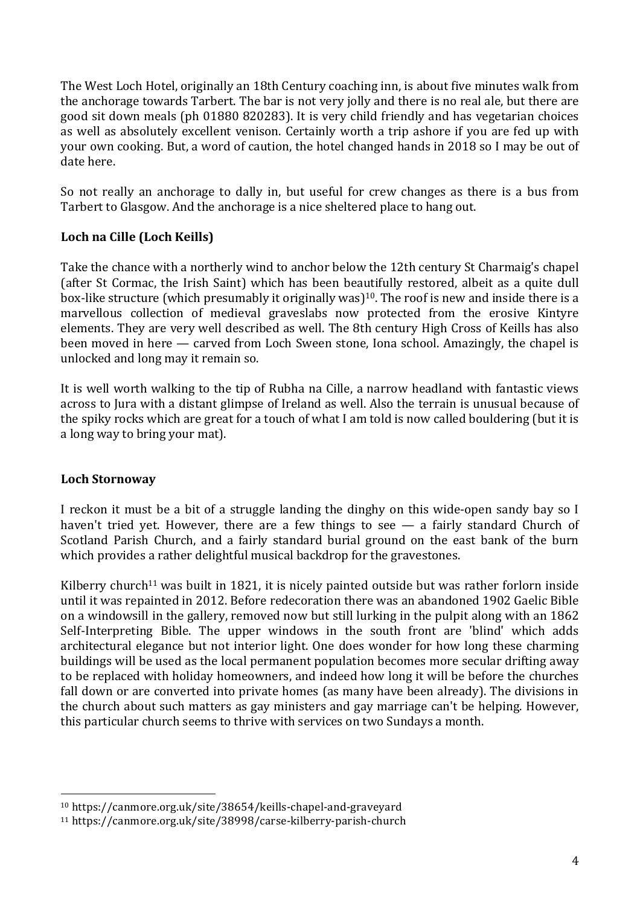The West Loch Hotel, originally an 18th Century coaching inn, is about five minutes walk from the anchorage towards Tarbert. The bar is not very jolly and there is no real ale, but there are good sit down meals (ph 01880 820283). It is very child friendly and has vegetarian choices as well as absolutely excellent venison. Certainly worth a trip ashore if you are fed up with your own cooking. But, a word of caution, the hotel changed hands in 2018 so I may be out of date here.

So not really an anchorage to dally in, but useful for crew changes as there is a bus from Tarbert to Glasgow. And the anchorage is a nice sheltered place to hang out.

### Loch na Cille (Loch Keills)

Take the chance with a northerly wind to anchor below the 12th century St Charmaig's chapel (after St Cormac, the Irish Saint) which has been beautifully restored, albeit as a quite dull box-like structure (which presumably it originally was)[10]. The roof is new and inside there is a marvellous collection of medieval graveslabs now protected from the erosive Kintyre elements. They are very well described as well. The 8th century High Cross of Keills has also been moved in here — carved from Loch Sween stone, Iona school. Amazingly, the chapel is unlocked and long may it remain so.

It is well worth walking to the tip of Rubha na Cille, a narrow headland with fantastic views across to Jura with a distant glimpse of Ireland as well. Also the terrain is unusual because of the spiky rocks which are great for a touch of what I am told is now called bouldering (but it is a long way to bring your mat).

### Loch Stornoway

I reckon it must be a bit of a struggle landing the dinghy on this wide-open sandy bay so I haven't tried yet. However, there are a few things to see — a fairly standard Church of Scotland Parish Church, and a fairly standard burial ground on the east bank of the burn which provides a rather delightful musical backdrop for the gravestones.

Kilberry church[11] was built in 1821, it is nicely painted outside but was rather forlorn inside until it was repainted in 2012. Before redecoration there was an abandoned 1902 Gaelic Bible on a windowsill in the gallery, removed now but still lurking in the pulpit along with an 1862 Self-Interpreting Bible. The upper windows in the south front are 'blind' which adds architectural elegance but not interior light. One does wonder for how long these charming buildings will be used as the local permanent population becomes more secular drifting away to be replaced with holiday homeowners, and indeed how long it will be before the churches fall down or are converted into private homes (as many have been already). The divisions in the church about such matters as gay ministers and gay marriage can't be helping. However, this particular church seems to thrive with services on two Sundays a month.

---

[10] https://canmore.org.uk/site/38654/keills-chapel-and-graveyard

[11] https://canmore.org.uk/site/38998/carse-kilberry-parish-church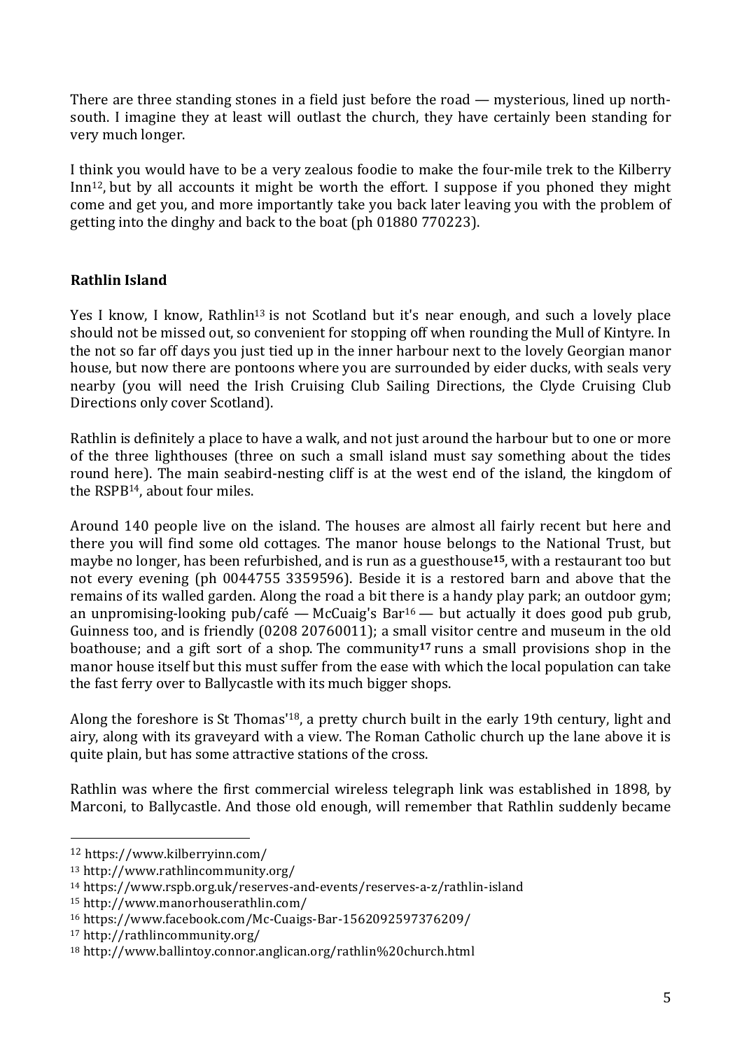There are three standing stones in a field just before the road — mysterious, lined up north-south. I imagine they at least will outlast the church, they have certainly been standing for very much longer.

I think you would have to be a very zealous foodie to make the four-mile trek to the Kilberry Inn[12], but by all accounts it might be worth the effort. I suppose if you phoned they might come and get you, and more importantly take you back later leaving you with the problem of getting into the dinghy and back to the boat (ph 01880 770223).

## Rathlin Island

Yes I know, I know, Rathlin[13] is not Scotland but it's near enough, and such a lovely place should not be missed out, so convenient for stopping off when rounding the Mull of Kintyre. In the not so far off days you just tied up in the inner harbour next to the lovely Georgian manor house, but now there are pontoons where you are surrounded by eider ducks, with seals very nearby (you will need the Irish Cruising Club Sailing Directions, the Clyde Cruising Club Directions only cover Scotland).

Rathlin is definitely a place to have a walk, and not just around the harbour but to one or more of the three lighthouses (three on such a small island must say something about the tides round here). The main seabird-nesting cliff is at the west end of the island, the kingdom of the RSPB[14], about four miles.

Around 140 people live on the island. The houses are almost all fairly recent but here and there you will find some old cottages. The manor house belongs to the National Trust, but maybe no longer, has been refurbished, and is run as a guesthouse[15], with a restaurant too but not every evening (ph 0044755 3359596). Beside it is a restored barn and above that the remains of its walled garden. Along the road a bit there is a handy play park; an outdoor gym; an unpromising-looking pub/café — McCuaig's Bar[16] — but actually it does good pub grub, Guinness too, and is friendly (0208 20760011); a small visitor centre and museum in the old boathouse; and a gift sort of a shop. The community[17] runs a small provisions shop in the manor house itself but this must suffer from the ease with which the local population can take the fast ferry over to Ballycastle with its much bigger shops.

Along the foreshore is St Thomas'[18], a pretty church built in the early 19th century, light and airy, along with its graveyard with a view. The Roman Catholic church up the lane above it is quite plain, but has some attractive stations of the cross.

Rathlin was where the first commercial wireless telegraph link was established in 1898, by Marconi, to Ballycastle. And those old enough, will remember that Rathlin suddenly became

---

[12] https://www.kilberryinn.com/

[13] http://www.rathlincommunity.org/

[14] https://www.rspb.org.uk/reserves-and-events/reserves-a-z/rathlin-island

[15] http://www.manorhouserathlin.com/

[16] https://www.facebook.com/Mc-Cuaigs-Bar-1562092597376209/

[17] http://rathlincommunity.org/

[18] http://www.ballintoy.connor.anglican.org/rathlin%20church.html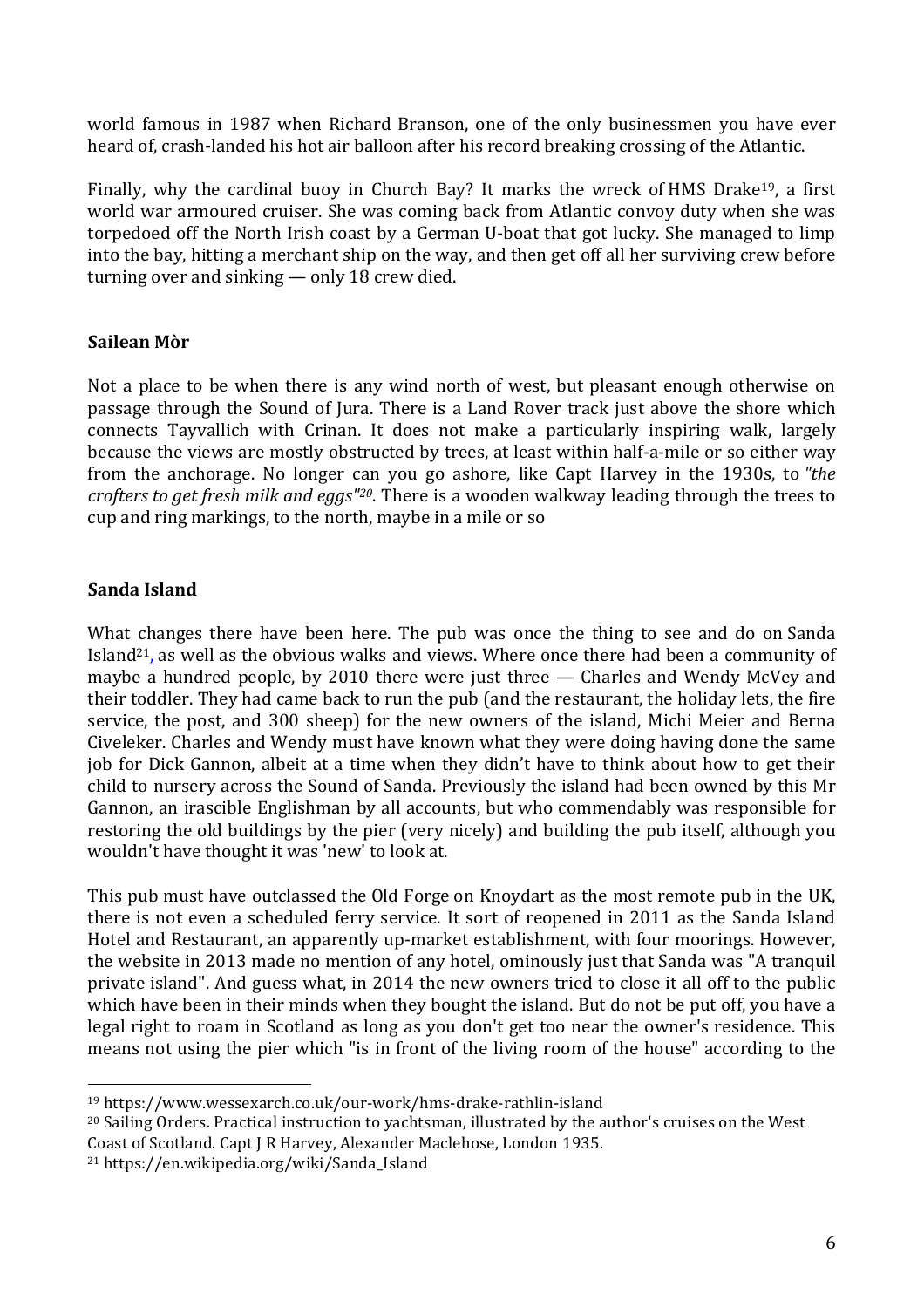world famous in 1987 when Richard Branson, one of the only businessmen you have ever heard of, crash-landed his hot air balloon after his record breaking crossing of the Atlantic.

Finally, why the cardinal buoy in Church Bay? It marks the wreck of HMS Drake[19], a first world war armoured cruiser. She was coming back from Atlantic convoy duty when she was torpedoed off the North Irish coast by a German U-boat that got lucky. She managed to limp into the bay, hitting a merchant ship on the way, and then get off all her surviving crew before turning over and sinking — only 18 crew died.

**Sailean Mòr**

Not a place to be when there is any wind north of west, but pleasant enough otherwise on passage through the Sound of Jura. There is a Land Rover track just above the shore which connects Tayvallich with Crinan. It does not make a particularly inspiring walk, largely because the views are mostly obstructed by trees, at least within half-a-mile or so either way from the anchorage. No longer can you go ashore, like Capt Harvey in the 1930s, to *"the crofters to get fresh milk and eggs"*[20]. There is a wooden walkway leading through the trees to cup and ring markings, to the north, maybe in a mile or so

**Sanda Island**

What changes there have been here. The pub was once the thing to see and do on Sanda Island[21], as well as the obvious walks and views. Where once there had been a community of maybe a hundred people, by 2010 there were just three — Charles and Wendy McVey and their toddler. They had came back to run the pub (and the restaurant, the holiday lets, the fire service, the post, and 300 sheep) for the new owners of the island, Michi Meier and Berna Civeleker. Charles and Wendy must have known what they were doing having done the same job for Dick Gannon, albeit at a time when they didn't have to think about how to get their child to nursery across the Sound of Sanda. Previously the island had been owned by this Mr Gannon, an irascible Englishman by all accounts, but who commendably was responsible for restoring the old buildings by the pier (very nicely) and building the pub itself, although you wouldn't have thought it was 'new' to look at.

This pub must have outclassed the Old Forge on Knoydart as the most remote pub in the UK, there is not even a scheduled ferry service. It sort of reopened in 2011 as the Sanda Island Hotel and Restaurant, an apparently up-market establishment, with four moorings. However, the website in 2013 made no mention of any hotel, ominously just that Sanda was "A tranquil private island". And guess what, in 2014 the new owners tried to close it all off to the public which have been in their minds when they bought the island. But do not be put off, you have a legal right to roam in Scotland as long as you don't get too near the owner's residence. This means not using the pier which "is in front of the living room of the house" according to the

---

[19] https://www.wessexarch.co.uk/our-work/hms-drake-rathlin-island

[20] Sailing Orders. Practical instruction to yachtsman, illustrated by the author's cruises on the West Coast of Scotland. Capt J R Harvey, Alexander Maclehose, London 1935.

[21] https://en.wikipedia.org/wiki/Sanda_Island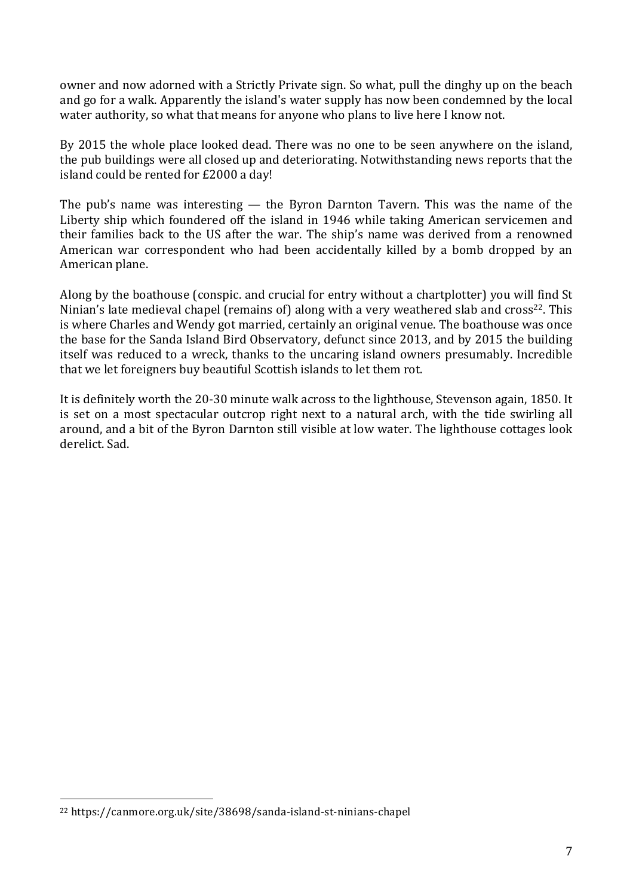owner and now adorned with a Strictly Private sign. So what, pull the dinghy up on the beach and go for a walk. Apparently the island's water supply has now been condemned by the local water authority, so what that means for anyone who plans to live here I know not.

By 2015 the whole place looked dead. There was no one to be seen anywhere on the island, the pub buildings were all closed up and deteriorating. Notwithstanding news reports that the island could be rented for £2000 a day!

The pub's name was interesting — the Byron Darnton Tavern. This was the name of the Liberty ship which foundered off the island in 1946 while taking American servicemen and their families back to the US after the war. The ship's name was derived from a renowned American war correspondent who had been accidentally killed by a bomb dropped by an American plane.

Along by the boathouse (conspic. and crucial for entry without a chartplotter) you will find St Ninian's late medieval chapel (remains of) along with a very weathered slab and cross[22]. This is where Charles and Wendy got married, certainly an original venue. The boathouse was once the base for the Sanda Island Bird Observatory, defunct since 2013, and by 2015 the building itself was reduced to a wreck, thanks to the uncaring island owners presumably. Incredible that we let foreigners buy beautiful Scottish islands to let them rot.

It is definitely worth the 20-30 minute walk across to the lighthouse, Stevenson again, 1850. It is set on a most spectacular outcrop right next to a natural arch, with the tide swirling all around, and a bit of the Byron Darnton still visible at low water. The lighthouse cottages look derelict. Sad.

---

[22] https://canmore.org.uk/site/38698/sanda-island-st-ninians-chapel